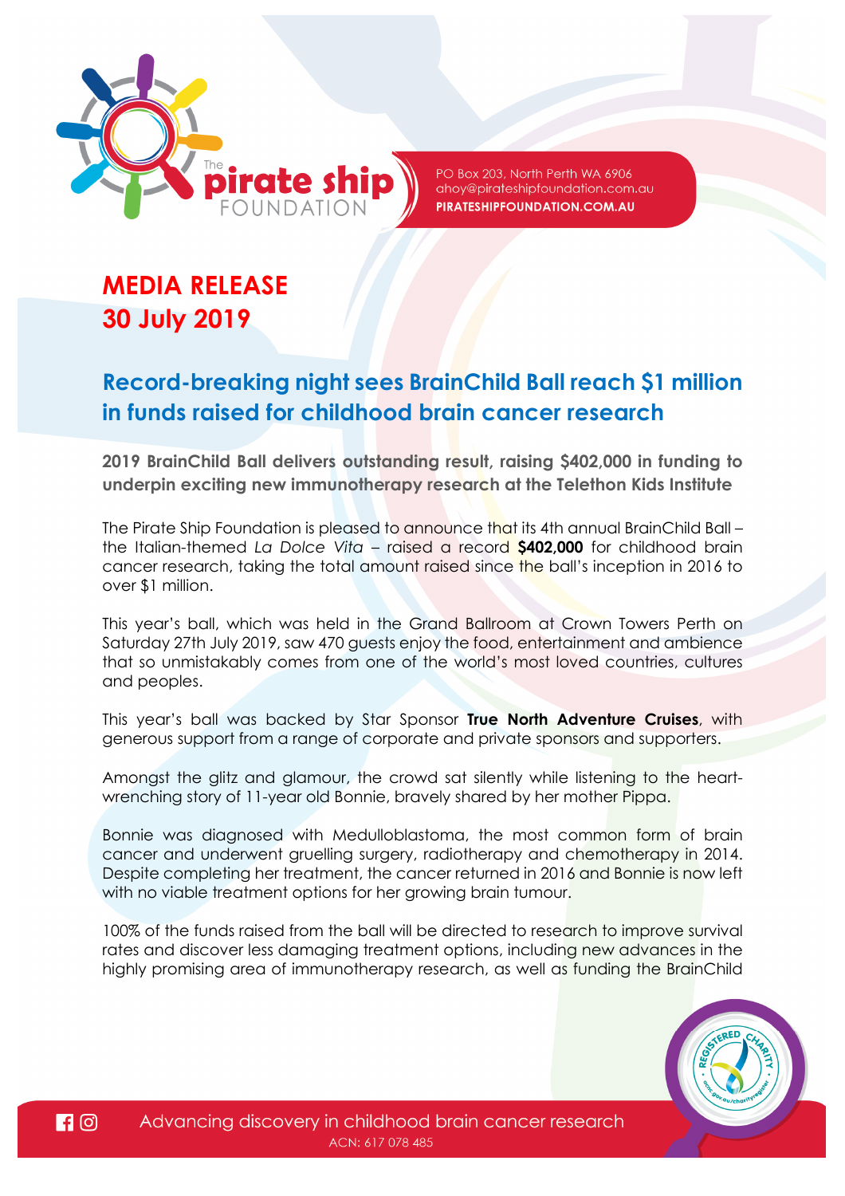The pirate ship FOUNDATION

PO Box 203, North Perth WA 6906
ahoy@pirateshipfoundation.com.au
PIRATESHIPFOUNDATION.COM.AU

# MEDIA RELEASE
# 30 July 2019

## Record-breaking night sees BrainChild Ball reach $1 million in funds raised for childhood brain cancer research

**2019 BrainChild Ball delivers outstanding result, raising $402,000 in funding to underpin exciting new immunotherapy research at the Telethon Kids Institute**

The Pirate Ship Foundation is pleased to announce that its 4th annual BrainChild Ball – the Italian-themed *La Dolce Vita* – raised a record **$402,000** for childhood brain cancer research, taking the total amount raised since the ball's inception in 2016 to over $1 million.

This year's ball, which was held in the Grand Ballroom at Crown Towers Perth on Saturday 27th July 2019, saw 470 guests enjoy the food, entertainment and ambience that so unmistakably comes from one of the world's most loved countries, cultures and peoples.

This year's ball was backed by Star Sponsor **True North Adventure Cruises**, with generous support from a range of corporate and private sponsors and supporters.

Amongst the glitz and glamour, the crowd sat silently while listening to the heart-wrenching story of 11-year old Bonnie, bravely shared by her mother Pippa.

Bonnie was diagnosed with Medulloblastoma, the most common form of brain cancer and underwent gruelling surgery, radiotherapy and chemotherapy in 2014. Despite completing her treatment, the cancer returned in 2016 and Bonnie is now left with no viable treatment options for her growing brain tumour.

100% of the funds raised from the ball will be directed to research to improve survival rates and discover less damaging treatment options, including new advances in the highly promising area of immunotherapy research, as well as funding the BrainChild

Advancing discovery in childhood brain cancer research
ACN: 617 078 485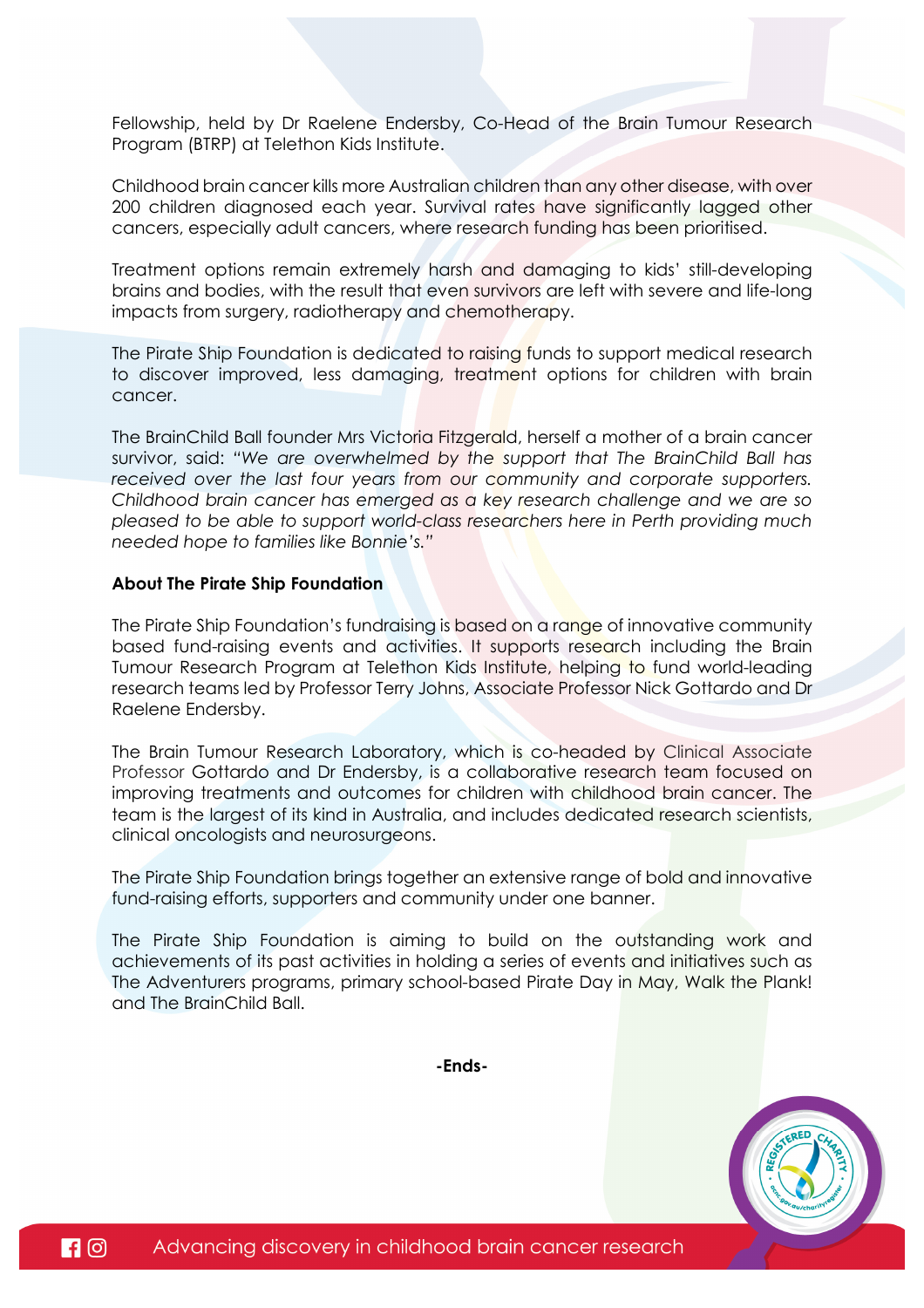Fellowship, held by Dr Raelene Endersby, Co-Head of the Brain Tumour Research Program (BTRP) at Telethon Kids Institute.

Childhood brain cancer kills more Australian children than any other disease, with over 200 children diagnosed each year. Survival rates have significantly lagged other cancers, especially adult cancers, where research funding has been prioritised.

Treatment options remain extremely harsh and damaging to kids' still-developing brains and bodies, with the result that even survivors are left with severe and life-long impacts from surgery, radiotherapy and chemotherapy.

The Pirate Ship Foundation is dedicated to raising funds to support medical research to discover improved, less damaging, treatment options for children with brain cancer.

The BrainChild Ball founder Mrs Victoria Fitzgerald, herself a mother of a brain cancer survivor, said: *"We are overwhelmed by the support that The BrainChild Ball has received over the last four years from our community and corporate supporters. Childhood brain cancer has emerged as a key research challenge and we are so pleased to be able to support world-class researchers here in Perth providing much needed hope to families like Bonnie's."*

**About The Pirate Ship Foundation**

The Pirate Ship Foundation's fundraising is based on a range of innovative community based fund-raising events and activities. It supports research including the Brain Tumour Research Program at Telethon Kids Institute, helping to fund world-leading research teams led by Professor Terry Johns, Associate Professor Nick Gottardo and Dr Raelene Endersby.

The Brain Tumour Research Laboratory, which is co-headed by Clinical Associate Professor Gottardo and Dr Endersby, is a collaborative research team focused on improving treatments and outcomes for children with childhood brain cancer. The team is the largest of its kind in Australia, and includes dedicated research scientists, clinical oncologists and neurosurgeons.

The Pirate Ship Foundation brings together an extensive range of bold and innovative fund-raising efforts, supporters and community under one banner.

The Pirate Ship Foundation is aiming to build on the outstanding work and achievements of its past activities in holding a series of events and initiatives such as The Adventurers programs, primary school-based Pirate Day in May, Walk the Plank! and The BrainChild Ball.

**-Ends-**

Advancing discovery in childhood brain cancer research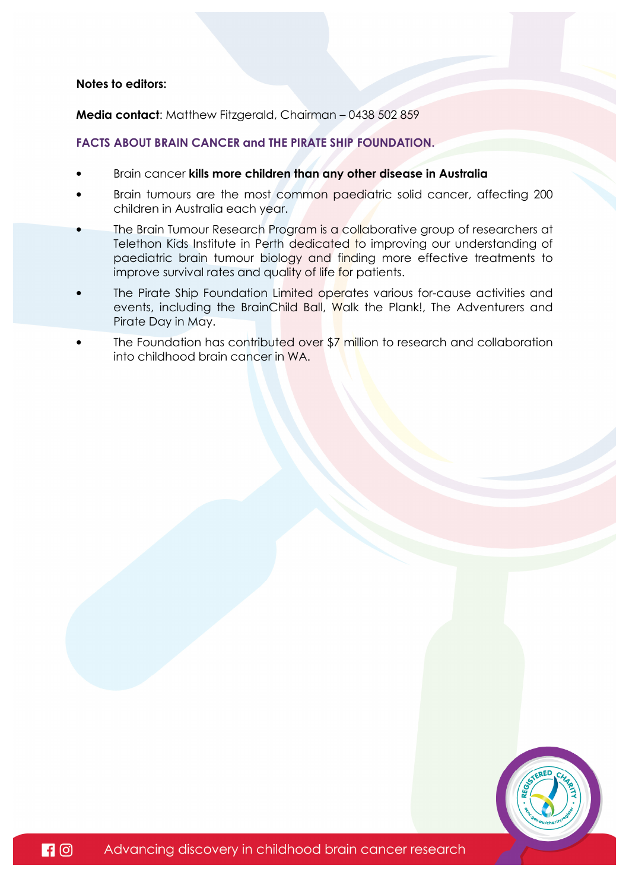**Notes to editors:**

**Media contact**: Matthew Fitzgerald, Chairman – 0438 502 859

**FACTS ABOUT BRAIN CANCER and THE PIRATE SHIP FOUNDATION.**

- Brain cancer **kills more children than any other disease in Australia**
- Brain tumours are the most common paediatric solid cancer, affecting 200 children in Australia each year.
- The Brain Tumour Research Program is a collaborative group of researchers at Telethon Kids Institute in Perth dedicated to improving our understanding of paediatric brain tumour biology and finding more effective treatments to improve survival rates and quality of life for patients.
- The Pirate Ship Foundation Limited operates various for-cause activities and events, including the BrainChild Ball, Walk the Plank!, The Adventurers and Pirate Day in May.
- The Foundation has contributed over $7 million to research and collaboration into childhood brain cancer in WA.

Advancing discovery in childhood brain cancer research